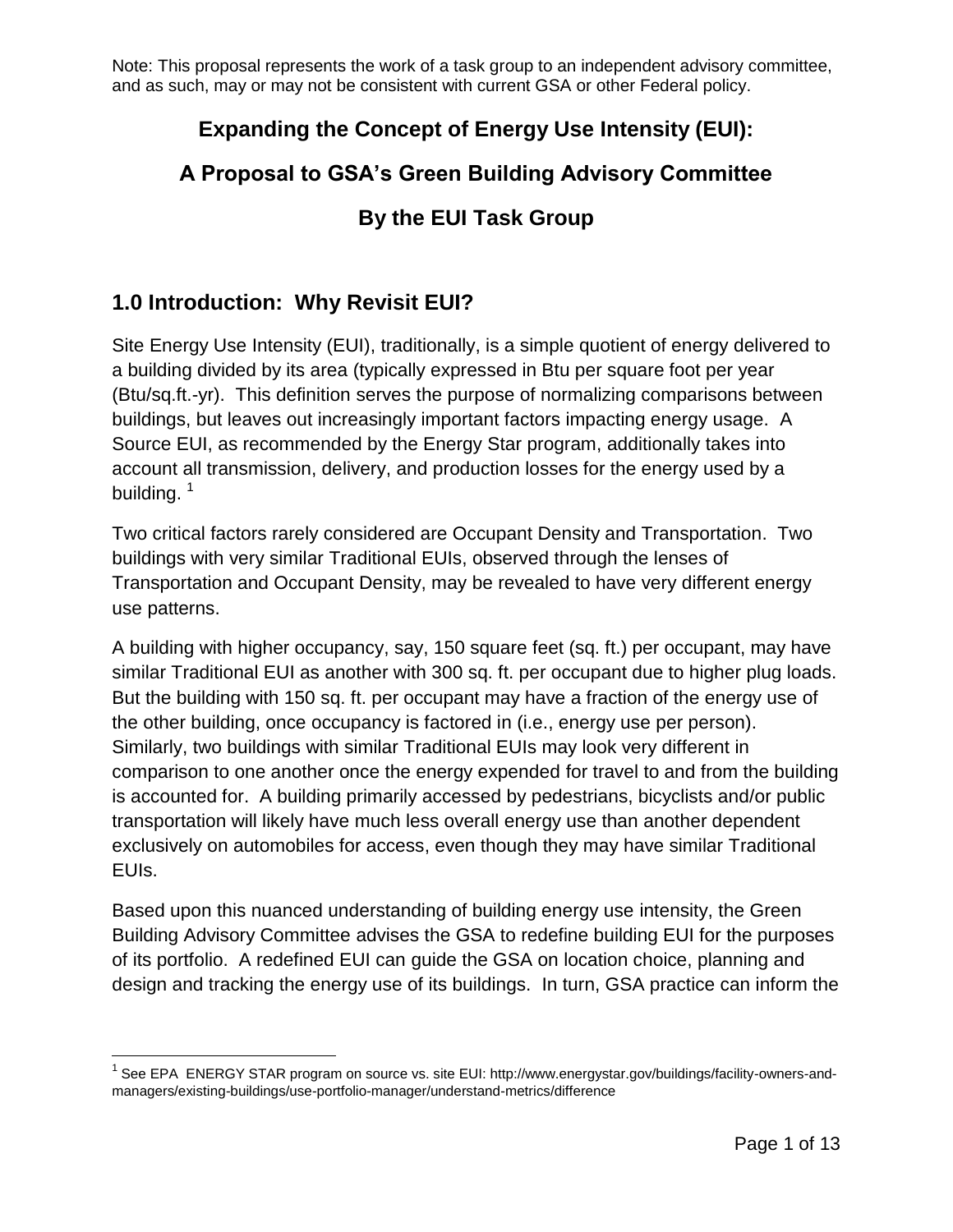Note: This proposal represents the work of a task group to an independent advisory committee, and as such, may or may not be consistent with current GSA or other Federal policy.

# Expanding the Concept of Energy Use Intensity (EUI):

# A Proposal to GSA's Green Building Advisory Committee

# By the EUI Task Group

## 1.0 Introduction: Why Revisit EUI?

Site Energy Use Intensity (EUI), traditionally, is a simple quotient of energy delivered to a building divided by its area (typically expressed in Btu per square foot per year (Btu/sq.ft.-yr). This definition serves the purpose of normalizing comparisons between buildings, but leaves out increasingly important factors impacting energy usage. A Source EUI, as recommended by the Energy Star program, additionally takes into account all transmission, delivery, and production losses for the energy used by a building. [1]

Two critical factors rarely considered are Occupant Density and Transportation. Two buildings with very similar Traditional EUIs, observed through the lenses of Transportation and Occupant Density, may be revealed to have very different energy use patterns.

A building with higher occupancy, say, 150 square feet (sq. ft.) per occupant, may have similar Traditional EUI as another with 300 sq. ft. per occupant due to higher plug loads. But the building with 150 sq. ft. per occupant may have a fraction of the energy use of the other building, once occupancy is factored in (i.e., energy use per person). Similarly, two buildings with similar Traditional EUIs may look very different in comparison to one another once the energy expended for travel to and from the building is accounted for. A building primarily accessed by pedestrians, bicyclists and/or public transportation will likely have much less overall energy use than another dependent exclusively on automobiles for access, even though they may have similar Traditional EUIs.

Based upon this nuanced understanding of building energy use intensity, the Green Building Advisory Committee advises the GSA to redefine building EUI for the purposes of its portfolio. A redefined EUI can guide the GSA on location choice, planning and design and tracking the energy use of its buildings. In turn, GSA practice can inform the

---

[1] See EPA ENERGY STAR program on source vs. site EUI: http://www.energystar.gov/buildings/facility-owners-and-managers/existing-buildings/use-portfolio-manager/understand-metrics/difference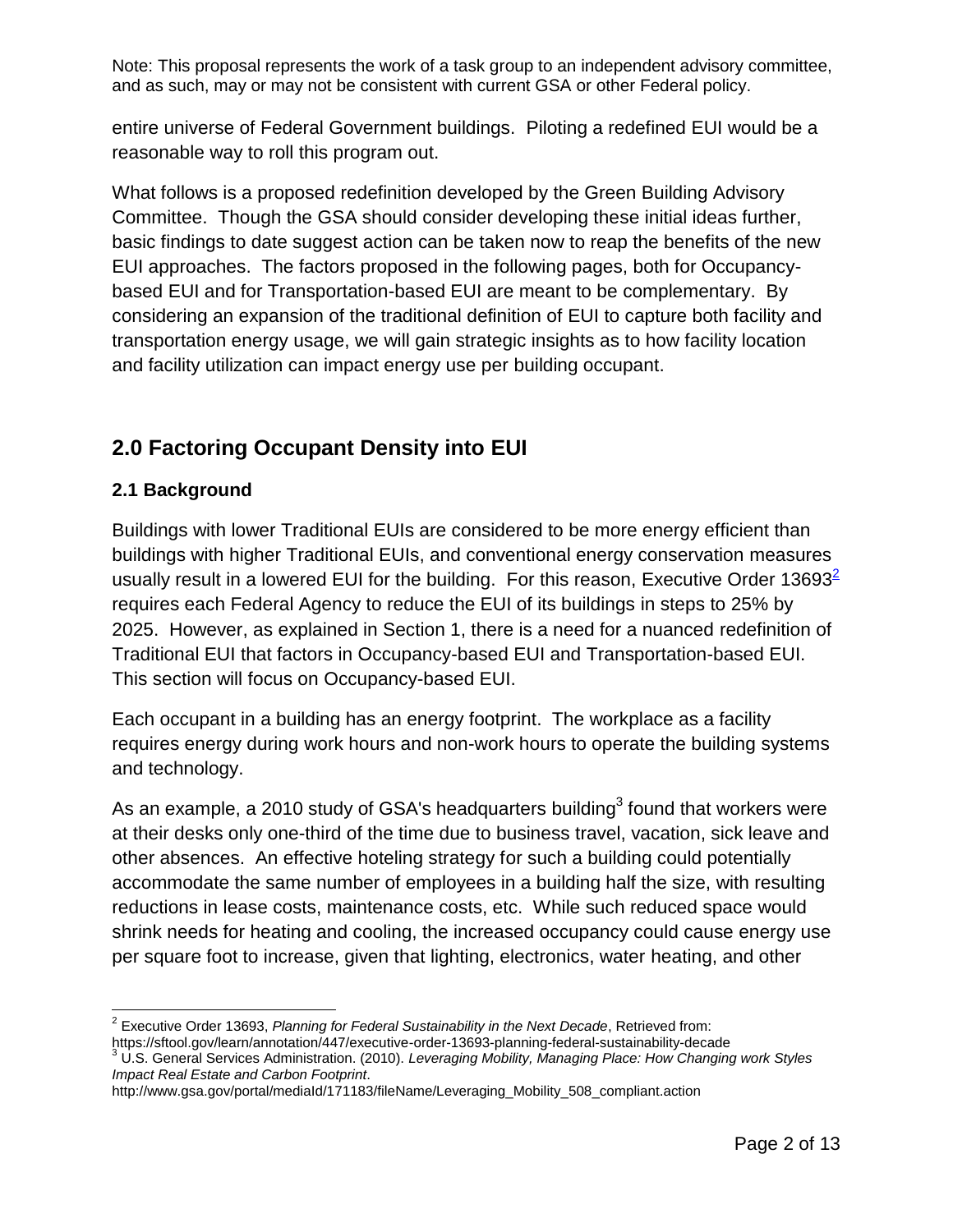Note: This proposal represents the work of a task group to an independent advisory committee, and as such, may or may not be consistent with current GSA or other Federal policy.

entire universe of Federal Government buildings. Piloting a redefined EUI would be a reasonable way to roll this program out.

What follows is a proposed redefinition developed by the Green Building Advisory Committee. Though the GSA should consider developing these initial ideas further, basic findings to date suggest action can be taken now to reap the benefits of the new EUI approaches. The factors proposed in the following pages, both for Occupancy-based EUI and for Transportation-based EUI are meant to be complementary. By considering an expansion of the traditional definition of EUI to capture both facility and transportation energy usage, we will gain strategic insights as to how facility location and facility utilization can impact energy use per building occupant.

## 2.0 Factoring Occupant Density into EUI

### 2.1 Background

Buildings with lower Traditional EUIs are considered to be more energy efficient than buildings with higher Traditional EUIs, and conventional energy conservation measures usually result in a lowered EUI for the building. For this reason, Executive Order 13693[2] requires each Federal Agency to reduce the EUI of its buildings in steps to 25% by 2025. However, as explained in Section 1, there is a need for a nuanced redefinition of Traditional EUI that factors in Occupancy-based EUI and Transportation-based EUI. This section will focus on Occupancy-based EUI.

Each occupant in a building has an energy footprint. The workplace as a facility requires energy during work hours and non-work hours to operate the building systems and technology.

As an example, a 2010 study of GSA's headquarters building[3] found that workers were at their desks only one-third of the time due to business travel, vacation, sick leave and other absences. An effective hoteling strategy for such a building could potentially accommodate the same number of employees in a building half the size, with resulting reductions in lease costs, maintenance costs, etc. While such reduced space would shrink needs for heating and cooling, the increased occupancy could cause energy use per square foot to increase, given that lighting, electronics, water heating, and other

[2] Executive Order 13693, *Planning for Federal Sustainability in the Next Decade*, Retrieved from: https://sftool.gov/learn/annotation/447/executive-order-13693-planning-federal-sustainability-decade

[3] U.S. General Services Administration. (2010). *Leveraging Mobility, Managing Place: How Changing work Styles Impact Real Estate and Carbon Footprint*. http://www.gsa.gov/portal/mediaId/171183/fileName/Leveraging_Mobility_508_compliant.action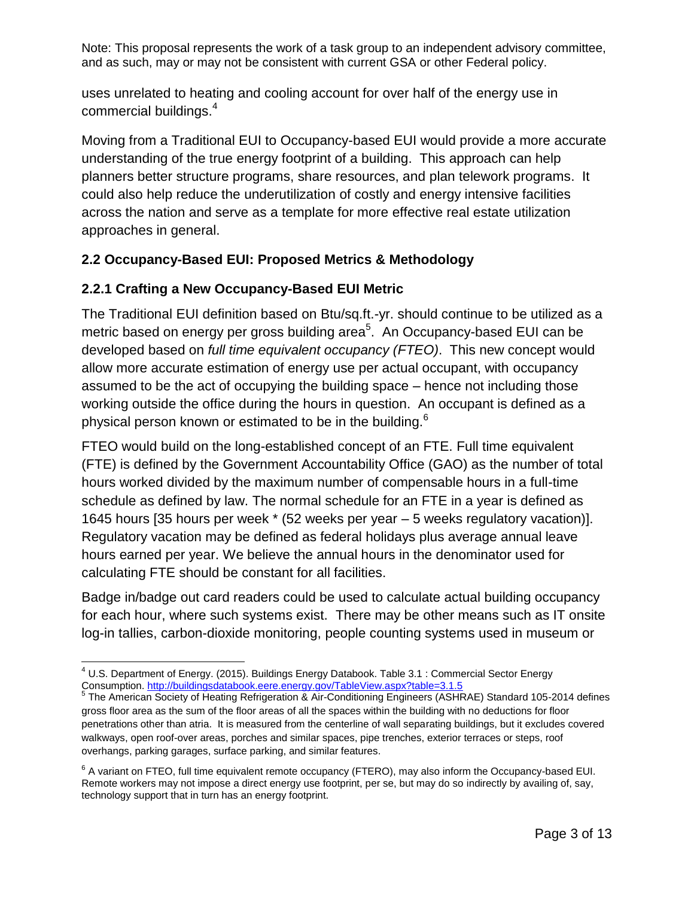uses unrelated to heating and cooling account for over half of the energy use in commercial buildings.[4]

Moving from a Traditional EUI to Occupancy-based EUI would provide a more accurate understanding of the true energy footprint of a building. This approach can help planners better structure programs, share resources, and plan telework programs. It could also help reduce the underutilization of costly and energy intensive facilities across the nation and serve as a template for more effective real estate utilization approaches in general.

### 2.2 Occupancy-Based EUI: Proposed Metrics & Methodology

### 2.2.1 Crafting a New Occupancy-Based EUI Metric

The Traditional EUI definition based on Btu/sq.ft.-yr. should continue to be utilized as a metric based on energy per gross building area[5]. An Occupancy-based EUI can be developed based on *full time equivalent occupancy (FTEO)*. This new concept would allow more accurate estimation of energy use per actual occupant, with occupancy assumed to be the act of occupying the building space – hence not including those working outside the office during the hours in question. An occupant is defined as a physical person known or estimated to be in the building.[6]

FTEO would build on the long-established concept of an FTE. Full time equivalent (FTE) is defined by the Government Accountability Office (GAO) as the number of total hours worked divided by the maximum number of compensable hours in a full-time schedule as defined by law. The normal schedule for an FTE in a year is defined as 1645 hours [35 hours per week * (52 weeks per year – 5 weeks regulatory vacation)]. Regulatory vacation may be defined as federal holidays plus average annual leave hours earned per year. We believe the annual hours in the denominator used for calculating FTE should be constant for all facilities.

Badge in/badge out card readers could be used to calculate actual building occupancy for each hour, where such systems exist. There may be other means such as IT onsite log-in tallies, carbon-dioxide monitoring, people counting systems used in museum or

---

[4] U.S. Department of Energy. (2015). Buildings Energy Databook. Table 3.1 : Commercial Sector Energy Consumption. http://buildingsdatabook.eere.energy.gov/TableView.aspx?table=3.1.5

[5] The American Society of Heating Refrigeration & Air-Conditioning Engineers (ASHRAE) Standard 105-2014 defines gross floor area as the sum of the floor areas of all the spaces within the building with no deductions for floor penetrations other than atria. It is measured from the centerline of wall separating buildings, but it excludes covered walkways, open roof-over areas, porches and similar spaces, pipe trenches, exterior terraces or steps, roof overhangs, parking garages, surface parking, and similar features.

[6] A variant on FTEO, full time equivalent remote occupancy (FTERO), may also inform the Occupancy-based EUI. Remote workers may not impose a direct energy use footprint, per se, but may do so indirectly by availing of, say, technology support that in turn has an energy footprint.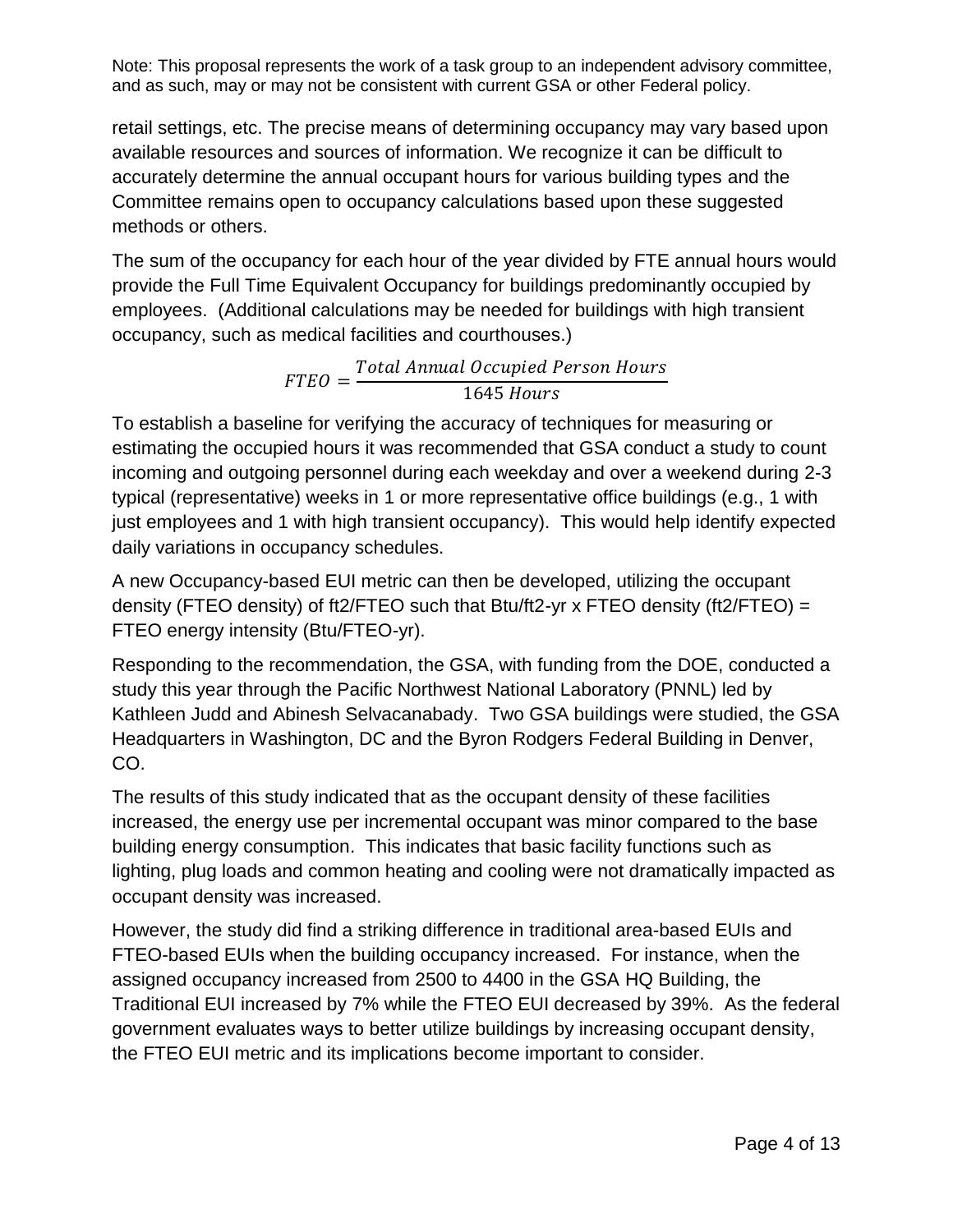Note: This proposal represents the work of a task group to an independent advisory committee, and as such, may or may not be consistent with current GSA or other Federal policy.

retail settings, etc. The precise means of determining occupancy may vary based upon available resources and sources of information. We recognize it can be difficult to accurately determine the annual occupant hours for various building types and the Committee remains open to occupancy calculations based upon these suggested methods or others.

The sum of the occupancy for each hour of the year divided by FTE annual hours would provide the Full Time Equivalent Occupancy for buildings predominantly occupied by employees. (Additional calculations may be needed for buildings with high transient occupancy, such as medical facilities and courthouses.)

$$FTEO = \frac{Total\ Annual\ Occupied\ Person\ Hours}{1645\ Hours}$$

To establish a baseline for verifying the accuracy of techniques for measuring or estimating the occupied hours it was recommended that GSA conduct a study to count incoming and outgoing personnel during each weekday and over a weekend during 2-3 typical (representative) weeks in 1 or more representative office buildings (e.g., 1 with just employees and 1 with high transient occupancy). This would help identify expected daily variations in occupancy schedules.

A new Occupancy-based EUI metric can then be developed, utilizing the occupant density (FTEO density) of ft2/FTEO such that Btu/ft2-yr x FTEO density (ft2/FTEO) = FTEO energy intensity (Btu/FTEO-yr).

Responding to the recommendation, the GSA, with funding from the DOE, conducted a study this year through the Pacific Northwest National Laboratory (PNNL) led by Kathleen Judd and Abinesh Selvacanabady. Two GSA buildings were studied, the GSA Headquarters in Washington, DC and the Byron Rodgers Federal Building in Denver, CO.

The results of this study indicated that as the occupant density of these facilities increased, the energy use per incremental occupant was minor compared to the base building energy consumption. This indicates that basic facility functions such as lighting, plug loads and common heating and cooling were not dramatically impacted as occupant density was increased.

However, the study did find a striking difference in traditional area-based EUIs and FTEO-based EUIs when the building occupancy increased. For instance, when the assigned occupancy increased from 2500 to 4400 in the GSA HQ Building, the Traditional EUI increased by 7% while the FTEO EUI decreased by 39%. As the federal government evaluates ways to better utilize buildings by increasing occupant density, the FTEO EUI metric and its implications become important to consider.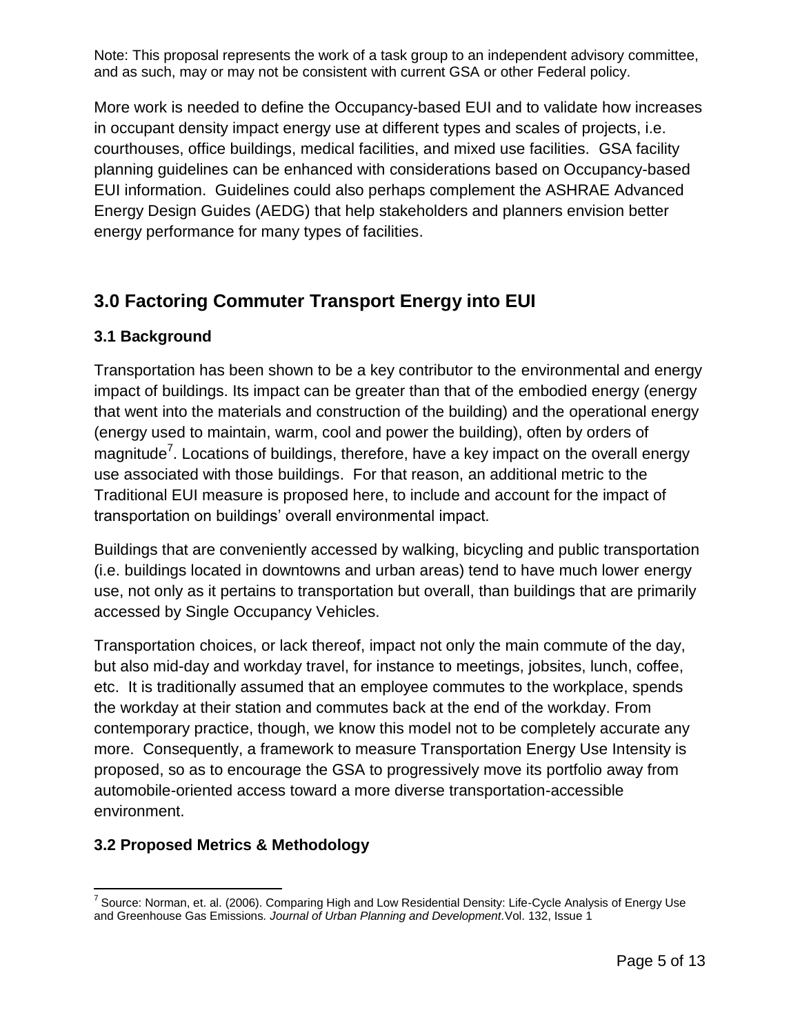Note: This proposal represents the work of a task group to an independent advisory committee, and as such, may or may not be consistent with current GSA or other Federal policy.

More work is needed to define the Occupancy-based EUI and to validate how increases in occupant density impact energy use at different types and scales of projects, i.e. courthouses, office buildings, medical facilities, and mixed use facilities. GSA facility planning guidelines can be enhanced with considerations based on Occupancy-based EUI information. Guidelines could also perhaps complement the ASHRAE Advanced Energy Design Guides (AEDG) that help stakeholders and planners envision better energy performance for many types of facilities.

## 3.0 Factoring Commuter Transport Energy into EUI

### 3.1 Background

Transportation has been shown to be a key contributor to the environmental and energy impact of buildings. Its impact can be greater than that of the embodied energy (energy that went into the materials and construction of the building) and the operational energy (energy used to maintain, warm, cool and power the building), often by orders of magnitude[7]. Locations of buildings, therefore, have a key impact on the overall energy use associated with those buildings. For that reason, an additional metric to the Traditional EUI measure is proposed here, to include and account for the impact of transportation on buildings' overall environmental impact.

Buildings that are conveniently accessed by walking, bicycling and public transportation (i.e. buildings located in downtowns and urban areas) tend to have much lower energy use, not only as it pertains to transportation but overall, than buildings that are primarily accessed by Single Occupancy Vehicles.

Transportation choices, or lack thereof, impact not only the main commute of the day, but also mid-day and workday travel, for instance to meetings, jobsites, lunch, coffee, etc. It is traditionally assumed that an employee commutes to the workplace, spends the workday at their station and commutes back at the end of the workday. From contemporary practice, though, we know this model not to be completely accurate any more. Consequently, a framework to measure Transportation Energy Use Intensity is proposed, so as to encourage the GSA to progressively move its portfolio away from automobile-oriented access toward a more diverse transportation-accessible environment.

### 3.2 Proposed Metrics & Methodology

---

[7] Source: Norman, et. al. (2006). Comparing High and Low Residential Density: Life-Cycle Analysis of Energy Use and Greenhouse Gas Emissions. *Journal of Urban Planning and Development*.Vol. 132, Issue 1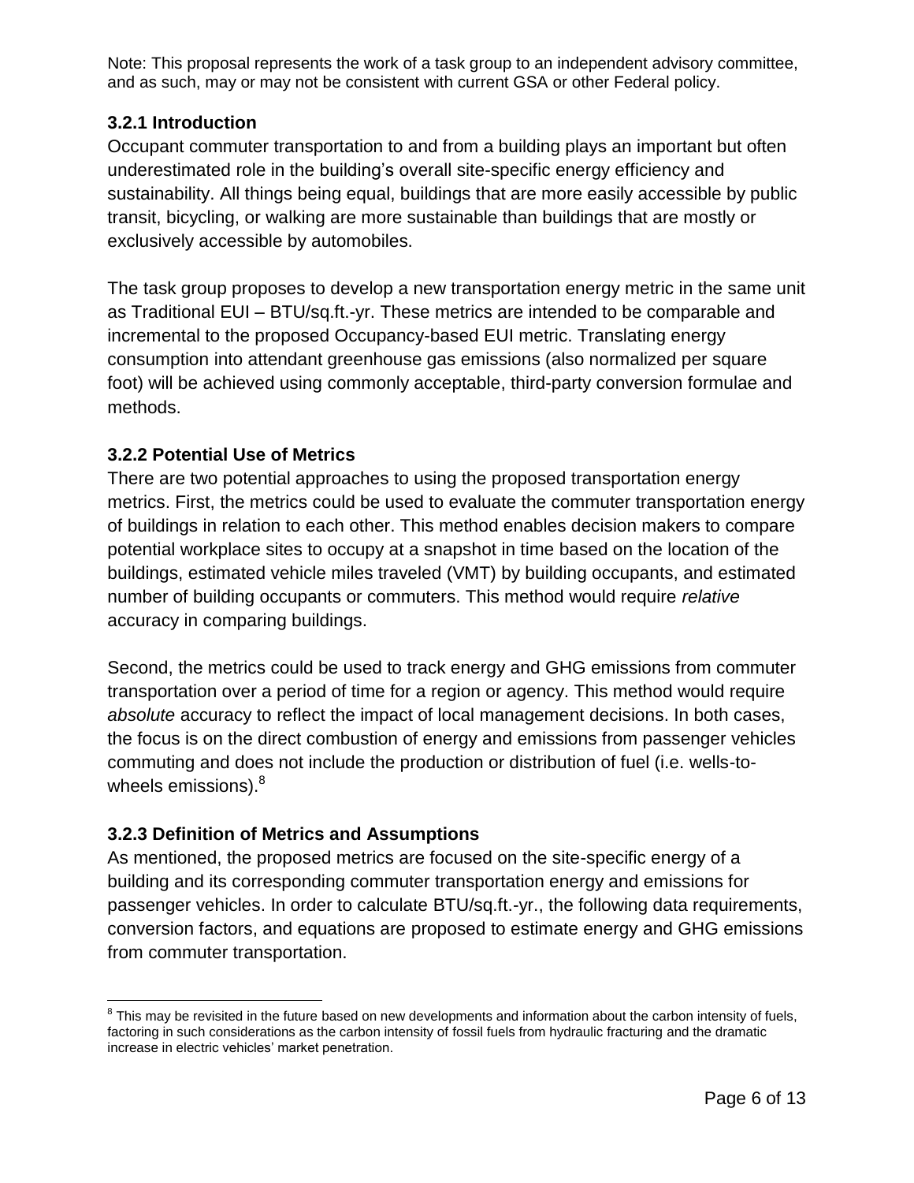Note: This proposal represents the work of a task group to an independent advisory committee, and as such, may or may not be consistent with current GSA or other Federal policy.

### 3.2.1 Introduction

Occupant commuter transportation to and from a building plays an important but often underestimated role in the building's overall site-specific energy efficiency and sustainability. All things being equal, buildings that are more easily accessible by public transit, bicycling, or walking are more sustainable than buildings that are mostly or exclusively accessible by automobiles.

The task group proposes to develop a new transportation energy metric in the same unit as Traditional EUI – BTU/sq.ft.-yr. These metrics are intended to be comparable and incremental to the proposed Occupancy-based EUI metric. Translating energy consumption into attendant greenhouse gas emissions (also normalized per square foot) will be achieved using commonly acceptable, third-party conversion formulae and methods.

### 3.2.2 Potential Use of Metrics

There are two potential approaches to using the proposed transportation energy metrics. First, the metrics could be used to evaluate the commuter transportation energy of buildings in relation to each other. This method enables decision makers to compare potential workplace sites to occupy at a snapshot in time based on the location of the buildings, estimated vehicle miles traveled (VMT) by building occupants, and estimated number of building occupants or commuters. This method would require *relative* accuracy in comparing buildings.

Second, the metrics could be used to track energy and GHG emissions from commuter transportation over a period of time for a region or agency. This method would require *absolute* accuracy to reflect the impact of local management decisions. In both cases, the focus is on the direct combustion of energy and emissions from passenger vehicles commuting and does not include the production or distribution of fuel (i.e. wells-to-wheels emissions).[8]

### 3.2.3 Definition of Metrics and Assumptions

As mentioned, the proposed metrics are focused on the site-specific energy of a building and its corresponding commuter transportation energy and emissions for passenger vehicles. In order to calculate BTU/sq.ft.-yr., the following data requirements, conversion factors, and equations are proposed to estimate energy and GHG emissions from commuter transportation.

---

[8] This may be revisited in the future based on new developments and information about the carbon intensity of fuels, factoring in such considerations as the carbon intensity of fossil fuels from hydraulic fracturing and the dramatic increase in electric vehicles' market penetration.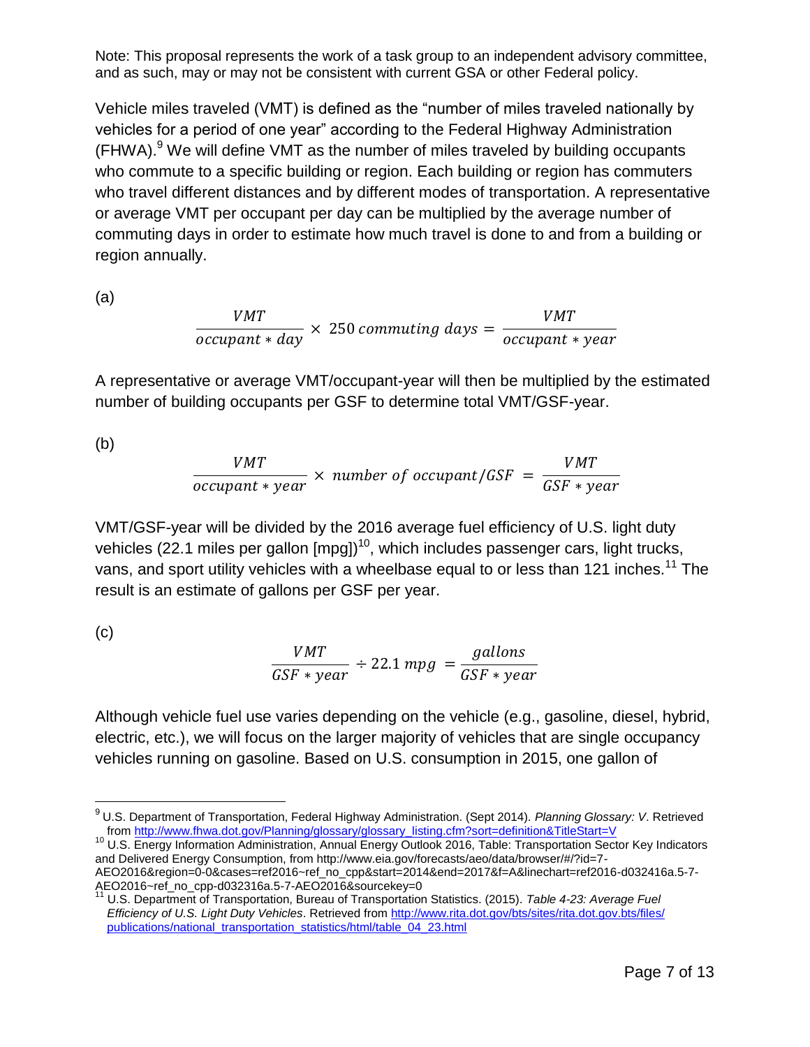Note: This proposal represents the work of a task group to an independent advisory committee, and as such, may or may not be consistent with current GSA or other Federal policy.

Vehicle miles traveled (VMT) is defined as the "number of miles traveled nationally by vehicles for a period of one year" according to the Federal Highway Administration (FHWA).[9] We will define VMT as the number of miles traveled by building occupants who commute to a specific building or region. Each building or region has commuters who travel different distances and by different modes of transportation. A representative or average VMT per occupant per day can be multiplied by the average number of commuting days in order to estimate how much travel is done to and from a building or region annually.

(a)

$$\frac{VMT}{occupant * day} \times 250 \, commuting \; days = \frac{VMT}{occupant * year}$$

A representative or average VMT/occupant-year will then be multiplied by the estimated number of building occupants per GSF to determine total VMT/GSF-year.

(b)

$$\frac{VMT}{occupant * year} \times number \; of \; occupant/GSF = \frac{VMT}{GSF * year}$$

VMT/GSF-year will be divided by the 2016 average fuel efficiency of U.S. light duty vehicles (22.1 miles per gallon [mpg])[10], which includes passenger cars, light trucks, vans, and sport utility vehicles with a wheelbase equal to or less than 121 inches.[11] The result is an estimate of gallons per GSF per year.

(c)

$$\frac{VMT}{GSF * year} \div 22.1 \, mpg = \frac{gallons}{GSF * year}$$

Although vehicle fuel use varies depending on the vehicle (e.g., gasoline, diesel, hybrid, electric, etc.), we will focus on the larger majority of vehicles that are single occupancy vehicles running on gasoline. Based on U.S. consumption in 2015, one gallon of

---

[9] U.S. Department of Transportation, Federal Highway Administration. (Sept 2014). *Planning Glossary: V*. Retrieved from http://www.fhwa.dot.gov/Planning/glossary/glossary_listing.cfm?sort=definition&TitleStart=V

[10] U.S. Energy Information Administration, Annual Energy Outlook 2016, Table: Transportation Sector Key Indicators and Delivered Energy Consumption, from http://www.eia.gov/forecasts/aeo/data/browser/#/?id=7-AEO2016&region=0-0&cases=ref2016~ref_no_cpp&start=2014&end=2017&f=A&linechart=ref2016-d032416a.5-7-AEO2016~ref_no_cpp-d032316a.5-7-AEO2016&sourcekey=0

[11] U.S. Department of Transportation, Bureau of Transportation Statistics. (2015). *Table 4-23: Average Fuel Efficiency of U.S. Light Duty Vehicles*. Retrieved from http://www.rita.dot.gov/bts/sites/rita.dot.gov.bts/files/publications/national_transportation_statistics/html/table_04_23.html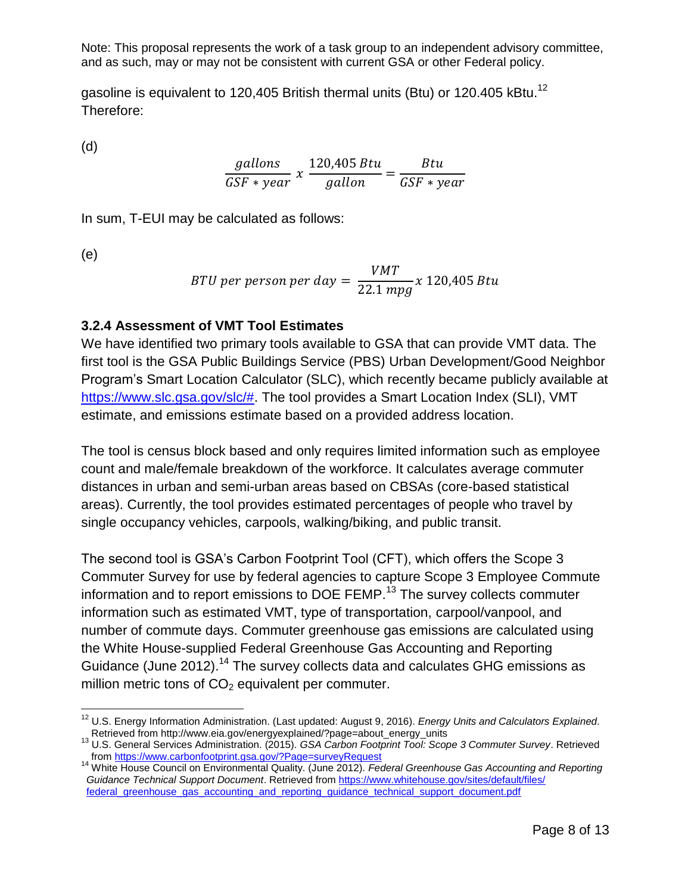Note: This proposal represents the work of a task group to an independent advisory committee, and as such, may or may not be consistent with current GSA or other Federal policy.

gasoline is equivalent to 120,405 British thermal units (Btu) or 120.405 kBtu.[12] Therefore:

(d)

$$\frac{gallons}{GSF * year} \, x \, \frac{120{,}405\, Btu}{gallon} = \frac{Btu}{GSF * year}$$

In sum, T-EUI may be calculated as follows:

(e)

$$BTU\ per\ person\ per\ day = \frac{VMT}{22.1\ mpg} x\ 120{,}405\ Btu$$

### 3.2.4 Assessment of VMT Tool Estimates

We have identified two primary tools available to GSA that can provide VMT data. The first tool is the GSA Public Buildings Service (PBS) Urban Development/Good Neighbor Program's Smart Location Calculator (SLC), which recently became publicly available at https://www.slc.gsa.gov/slc/#. The tool provides a Smart Location Index (SLI), VMT estimate, and emissions estimate based on a provided address location.

The tool is census block based and only requires limited information such as employee count and male/female breakdown of the workforce. It calculates average commuter distances in urban and semi-urban areas based on CBSAs (core-based statistical areas). Currently, the tool provides estimated percentages of people who travel by single occupancy vehicles, carpools, walking/biking, and public transit.

The second tool is GSA's Carbon Footprint Tool (CFT), which offers the Scope 3 Commuter Survey for use by federal agencies to capture Scope 3 Employee Commute information and to report emissions to DOE FEMP.[13] The survey collects commuter information such as estimated VMT, type of transportation, carpool/vanpool, and number of commute days. Commuter greenhouse gas emissions are calculated using the White House-supplied Federal Greenhouse Gas Accounting and Reporting Guidance (June 2012).[14] The survey collects data and calculates GHG emissions as million metric tons of $CO_2$ equivalent per commuter.

---

[12] U.S. Energy Information Administration. (Last updated: August 9, 2016). *Energy Units and Calculators Explained*. Retrieved from http://www.eia.gov/energyexplained/?page=about_energy_units

[13] U.S. General Services Administration. (2015). *GSA Carbon Footprint Tool: Scope 3 Commuter Survey*. Retrieved from https://www.carbonfootprint.gsa.gov/?Page=surveyRequest

[14] White House Council on Environmental Quality. (June 2012). *Federal Greenhouse Gas Accounting and Reporting Guidance Technical Support Document*. Retrieved from https://www.whitehouse.gov/sites/default/files/federal_greenhouse_gas_accounting_and_reporting_guidance_technical_support_document.pdf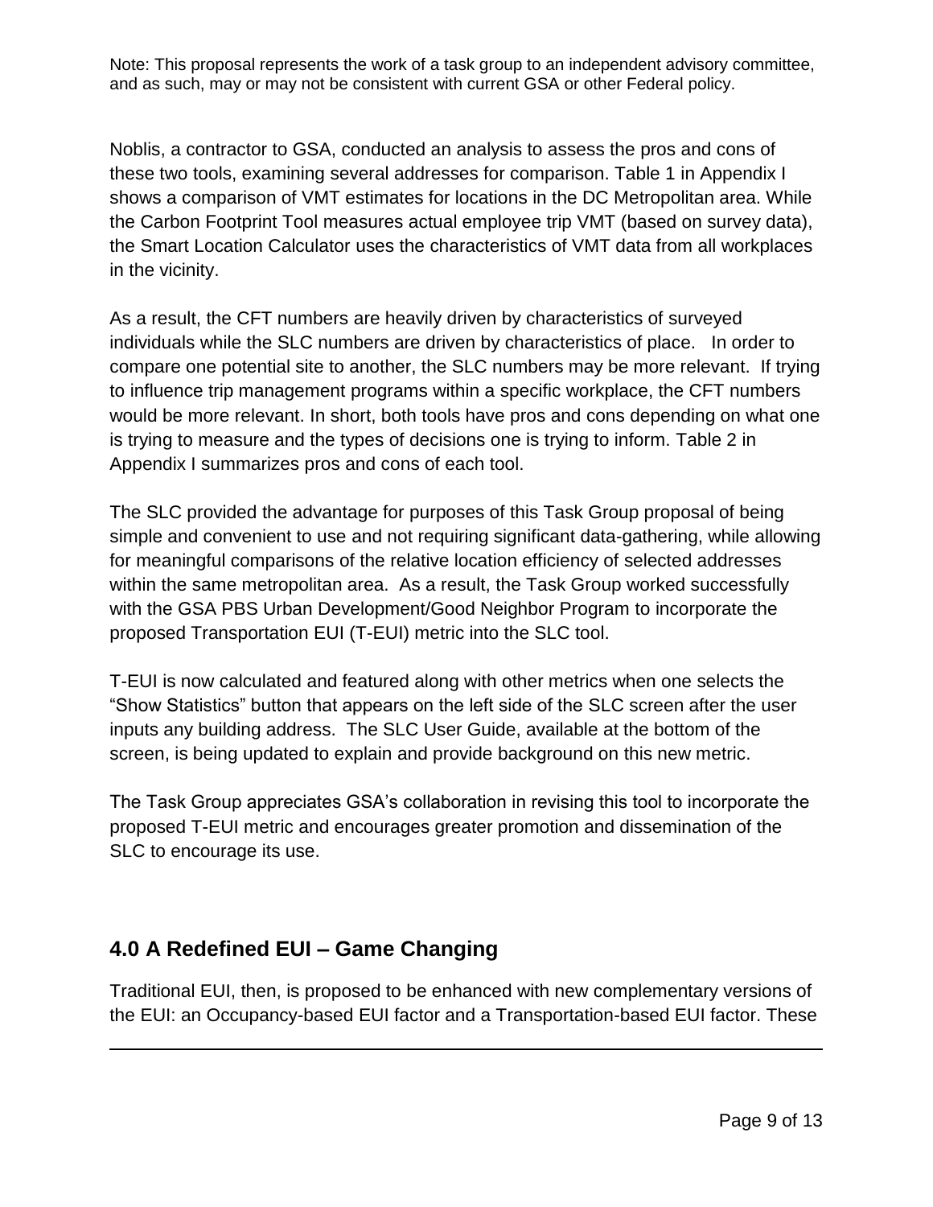Note: This proposal represents the work of a task group to an independent advisory committee, and as such, may or may not be consistent with current GSA or other Federal policy.

Noblis, a contractor to GSA, conducted an analysis to assess the pros and cons of these two tools, examining several addresses for comparison. Table 1 in Appendix I shows a comparison of VMT estimates for locations in the DC Metropolitan area. While the Carbon Footprint Tool measures actual employee trip VMT (based on survey data), the Smart Location Calculator uses the characteristics of VMT data from all workplaces in the vicinity.

As a result, the CFT numbers are heavily driven by characteristics of surveyed individuals while the SLC numbers are driven by characteristics of place. In order to compare one potential site to another, the SLC numbers may be more relevant. If trying to influence trip management programs within a specific workplace, the CFT numbers would be more relevant. In short, both tools have pros and cons depending on what one is trying to measure and the types of decisions one is trying to inform. Table 2 in Appendix I summarizes pros and cons of each tool.

The SLC provided the advantage for purposes of this Task Group proposal of being simple and convenient to use and not requiring significant data-gathering, while allowing for meaningful comparisons of the relative location efficiency of selected addresses within the same metropolitan area. As a result, the Task Group worked successfully with the GSA PBS Urban Development/Good Neighbor Program to incorporate the proposed Transportation EUI (T-EUI) metric into the SLC tool.

T-EUI is now calculated and featured along with other metrics when one selects the "Show Statistics" button that appears on the left side of the SLC screen after the user inputs any building address. The SLC User Guide, available at the bottom of the screen, is being updated to explain and provide background on this new metric.

The Task Group appreciates GSA's collaboration in revising this tool to incorporate the proposed T-EUI metric and encourages greater promotion and dissemination of the SLC to encourage its use.

## 4.0 A Redefined EUI – Game Changing

Traditional EUI, then, is proposed to be enhanced with new complementary versions of the EUI: an Occupancy-based EUI factor and a Transportation-based EUI factor. These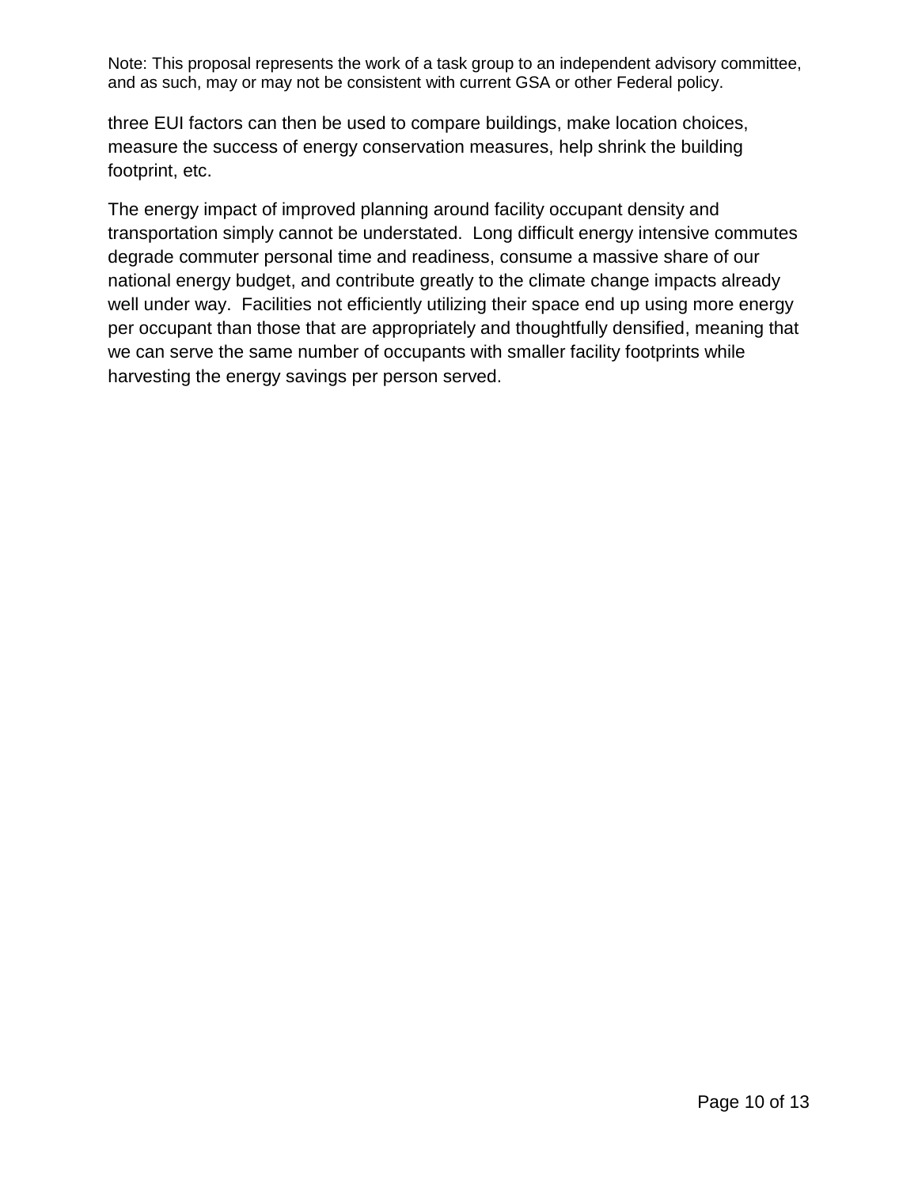three EUI factors can then be used to compare buildings, make location choices, measure the success of energy conservation measures, help shrink the building footprint, etc.

The energy impact of improved planning around facility occupant density and transportation simply cannot be understated. Long difficult energy intensive commutes degrade commuter personal time and readiness, consume a massive share of our national energy budget, and contribute greatly to the climate change impacts already well under way. Facilities not efficiently utilizing their space end up using more energy per occupant than those that are appropriately and thoughtfully densified, meaning that we can serve the same number of occupants with smaller facility footprints while harvesting the energy savings per person served.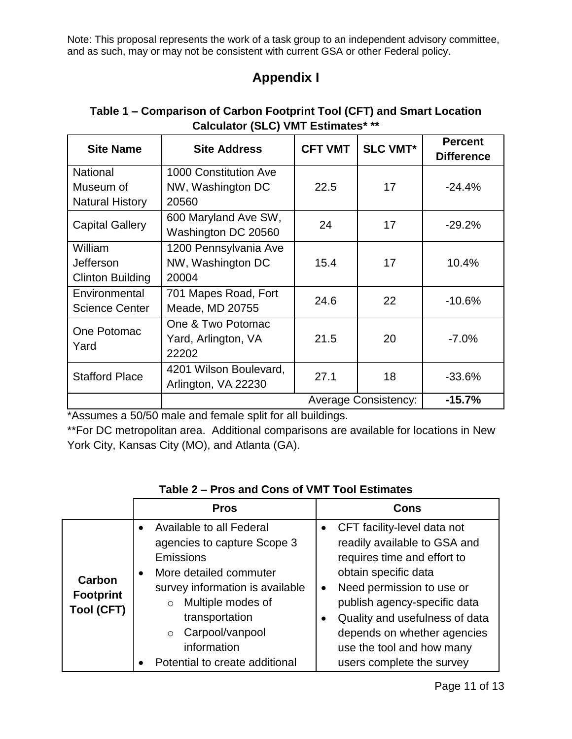Note: This proposal represents the work of a task group to an independent advisory committee, and as such, may or may not be consistent with current GSA or other Federal policy.

# Appendix I

**Table 1 – Comparison of Carbon Footprint Tool (CFT) and Smart Location Calculator (SLC) VMT Estimates* ****

| Site Name | Site Address | CFT VMT | SLC VMT* | Percent Difference |
|---|---|---|---|---|
| National Museum of Natural History | 1000 Constitution Ave NW, Washington DC 20560 | 22.5 | 17 | -24.4% |
| Capital Gallery | 600 Maryland Ave SW, Washington DC 20560 | 24 | 17 | -29.2% |
| William Jefferson Clinton Building | 1200 Pennsylvania Ave NW, Washington DC 20004 | 15.4 | 17 | 10.4% |
| Environmental Science Center | 701 Mapes Road, Fort Meade, MD 20755 | 24.6 | 22 | -10.6% |
| One Potomac Yard | One & Two Potomac Yard, Arlington, VA 22202 | 21.5 | 20 | -7.0% |
| Stafford Place | 4201 Wilson Boulevard, Arlington, VA 22230 | 27.1 | 18 | -33.6% |
| | Average Consistency: | | | **-15.7%** |

*Assumes a 50/50 male and female split for all buildings.

**For DC metropolitan area. Additional comparisons are available for locations in New York City, Kansas City (MO), and Atlanta (GA).

**Table 2 – Pros and Cons of VMT Tool Estimates**

| | Pros | Cons |
|---|---|---|
| **Carbon Footprint Tool (CFT)** | • Available to all Federal agencies to capture Scope 3 Emissions<br>• More detailed commuter survey information is available<br>&nbsp;&nbsp;&nbsp;&nbsp;o Multiple modes of transportation<br>&nbsp;&nbsp;&nbsp;&nbsp;o Carpool/vanpool information<br>• Potential to create additional | • CFT facility-level data not readily available to GSA and requires time and effort to obtain specific data<br>• Need permission to use or publish agency-specific data<br>• Quality and usefulness of data depends on whether agencies use the tool and how many users complete the survey |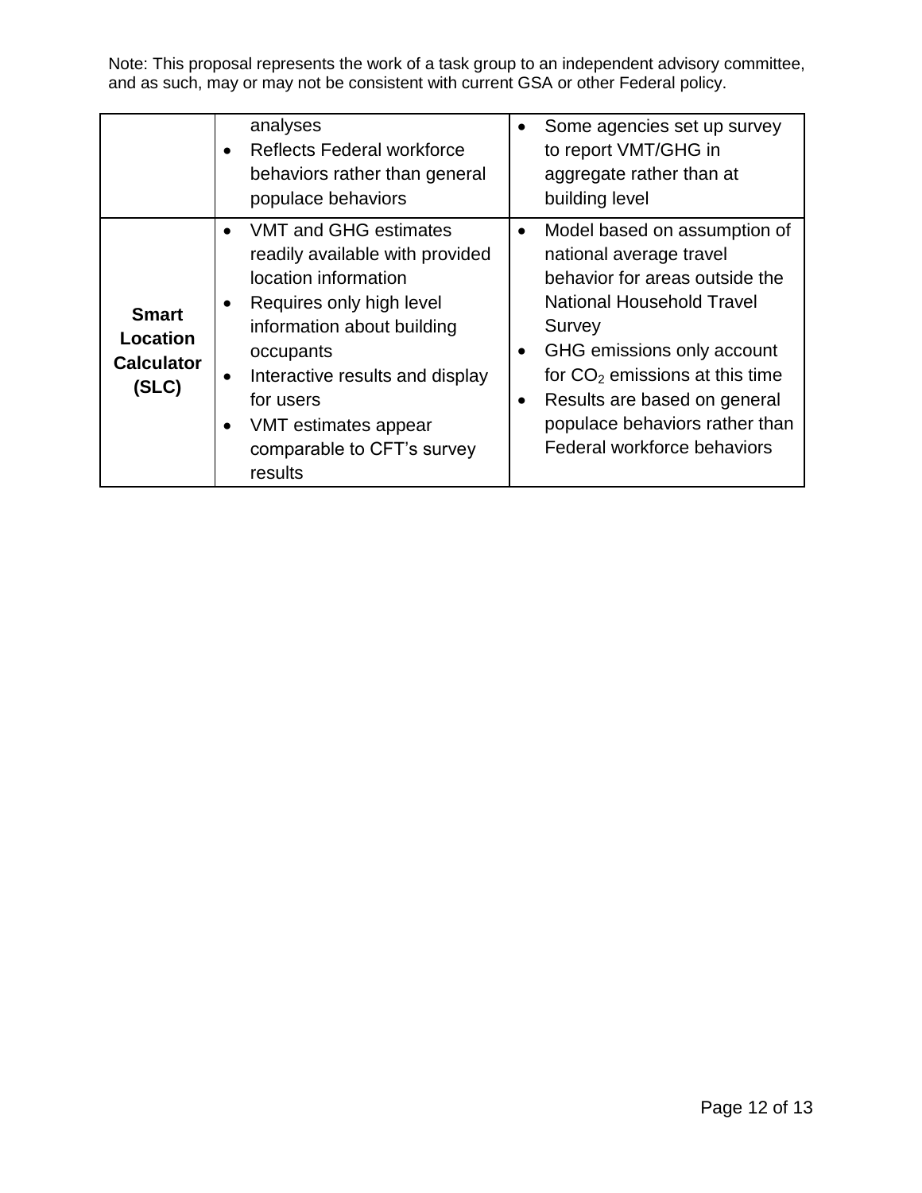Note: This proposal represents the work of a task group to an independent advisory committee, and as such, may or may not be consistent with current GSA or other Federal policy.

| | | |
|---|---|---|
| | analyses<br>• Reflects Federal workforce behaviors rather than general populace behaviors | • Some agencies set up survey to report VMT/GHG in aggregate rather than at building level |
| **Smart Location Calculator (SLC)** | • VMT and GHG estimates readily available with provided location information<br>• Requires only high level information about building occupants<br>• Interactive results and display for users<br>• VMT estimates appear comparable to CFT's survey results | • Model based on assumption of national average travel behavior for areas outside the National Household Travel Survey<br>• GHG emissions only account for $CO_2$ emissions at this time<br>• Results are based on general populace behaviors rather than Federal workforce behaviors |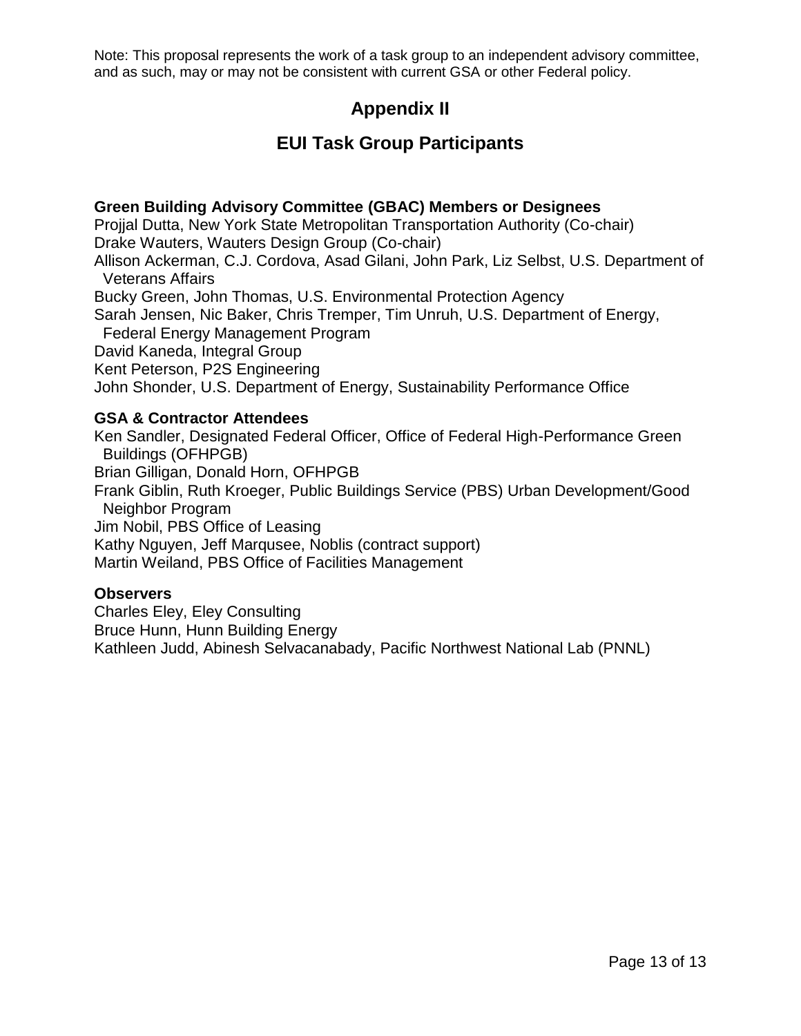Note: This proposal represents the work of a task group to an independent advisory committee, and as such, may or may not be consistent with current GSA or other Federal policy.

# Appendix II

# EUI Task Group Participants

**Green Building Advisory Committee (GBAC) Members or Designees**

Projjal Dutta, New York State Metropolitan Transportation Authority (Co-chair)
Drake Wauters, Wauters Design Group (Co-chair)
Allison Ackerman, C.J. Cordova, Asad Gilani, John Park, Liz Selbst, U.S. Department of Veterans Affairs
Bucky Green, John Thomas, U.S. Environmental Protection Agency
Sarah Jensen, Nic Baker, Chris Tremper, Tim Unruh, U.S. Department of Energy, Federal Energy Management Program
David Kaneda, Integral Group
Kent Peterson, P2S Engineering
John Shonder, U.S. Department of Energy, Sustainability Performance Office

**GSA & Contractor Attendees**

Ken Sandler, Designated Federal Officer, Office of Federal High-Performance Green Buildings (OFHPGB)
Brian Gilligan, Donald Horn, OFHPGB
Frank Giblin, Ruth Kroeger, Public Buildings Service (PBS) Urban Development/Good Neighbor Program
Jim Nobil, PBS Office of Leasing
Kathy Nguyen, Jeff Marqusee, Noblis (contract support)
Martin Weiland, PBS Office of Facilities Management

**Observers**

Charles Eley, Eley Consulting
Bruce Hunn, Hunn Building Energy
Kathleen Judd, Abinesh Selvacanabady, Pacific Northwest National Lab (PNNL)